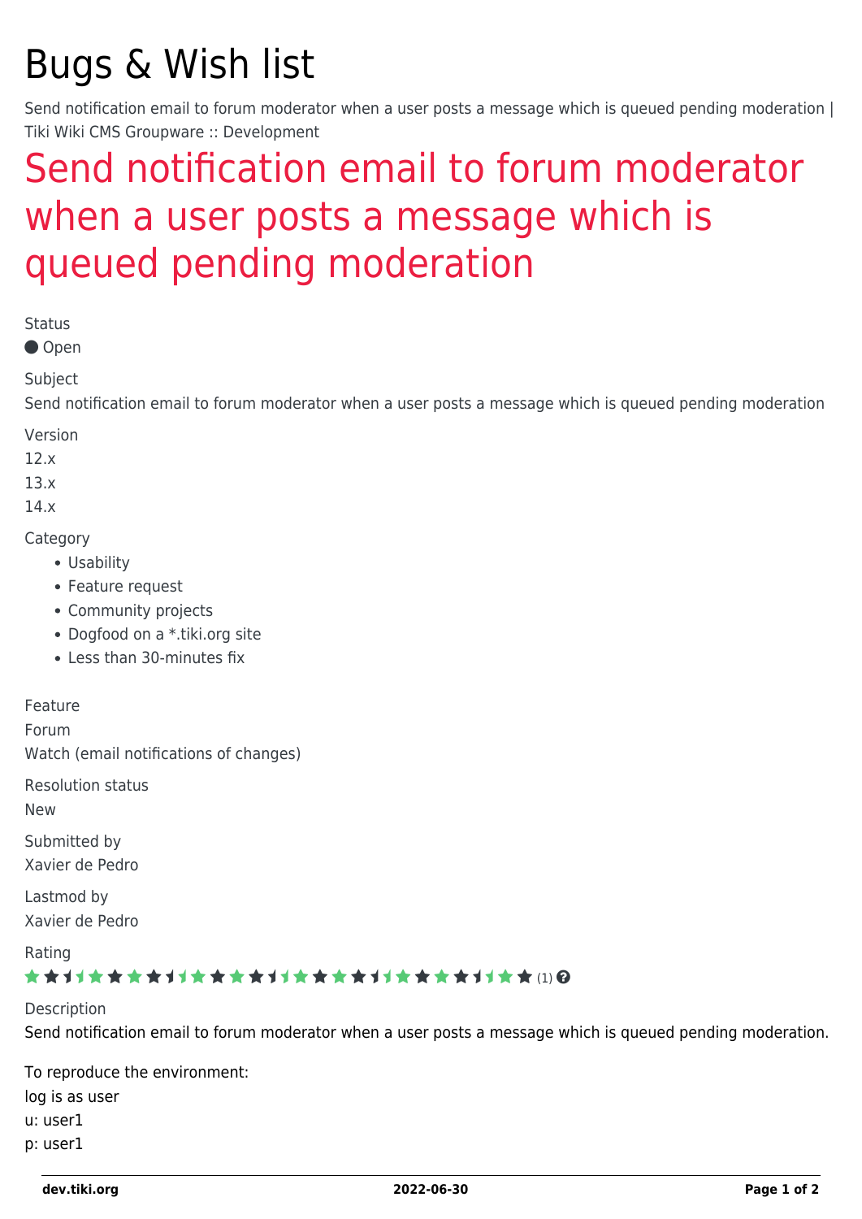# Bugs & Wish list

Send notification email to forum moderator when a user posts a message which is queued pending moderation | Tiki Wiki CMS Groupware :: Development

## Send notification email to forum moderator when a user posts a message which is queued pending moderation

Status

● Open

Subject

Send notification email to forum moderator when a user posts a message which is queued pending moderation

Version

12.x

13.x

14.x

Category

- Usability
- Feature request
- Community projects
- Dogfood on a *.tiki.org site
- Less than 30-minutes fix

Feature

Forum

Watch (email notifications of changes)

Resolution status

New

Submitted by

Xavier de Pedro

Lastmod by

Xavier de Pedro

Rating

(1)

Description

Send notification email to forum moderator when a user posts a message which is queued pending moderation.

To reproduce the environment:

log is as user

u: user1

p: user1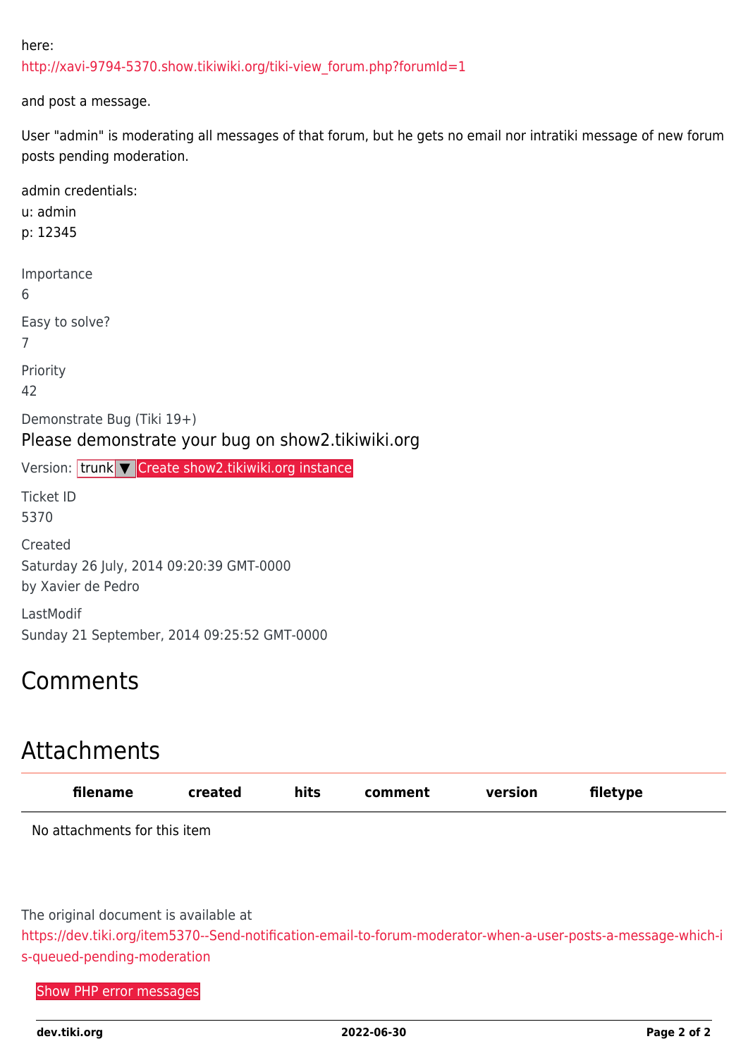here:
http://xavi-9794-5370.show.tikiwiki.org/tiki-view_forum.php?forumId=1

and post a message.

User "admin" is moderating all messages of that forum, but he gets no email nor intratiki message of new forum posts pending moderation.

admin credentials:
u: admin
p: 12345

Importance
6

Easy to solve?
7

Priority
42

Demonstrate Bug (Tiki 19+)

Please demonstrate your bug on show2.tikiwiki.org

Version: trunk ▼ Create show2.tikiwiki.org instance

Ticket ID
5370

Created
Saturday 26 July, 2014 09:20:39 GMT-0000
by Xavier de Pedro

LastModif
Sunday 21 September, 2014 09:25:52 GMT-0000

## Comments

## Attachments

| filename | created | hits | comment | version | filetype |
|---|---|---|---|---|---|
| No attachments for this item | | | | | |

The original document is available at
https://dev.tiki.org/item5370--Send-notification-email-to-forum-moderator-when-a-user-posts-a-message-which-is-queued-pending-moderation

Show PHP error messages